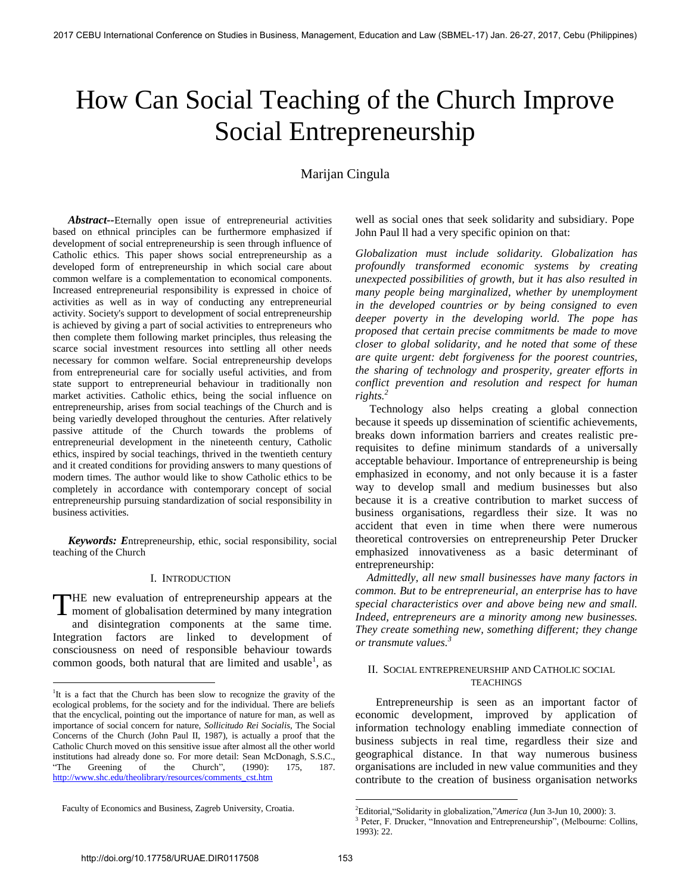# How Can Social Teaching of the Church Improve Social Entrepreneurship

Marijan Cingula

***Abstract*--**Eternally open issue of entrepreneurial activities based on ethnical principles can be furthermore emphasized if development of social entrepreneurship is seen through influence of Catholic ethics. This paper shows social entrepreneurship as a developed form of entrepreneurship in which social care about common welfare is a complementation to economical components. Increased entrepreneurial responsibility is expressed in choice of activities as well as in way of conducting any entrepreneurial activity. Society's support to development of social entrepreneurship is achieved by giving a part of social activities to entrepreneurs who then complete them following market principles, thus releasing the scarce social investment resources into settling all other needs necessary for common welfare. Social entrepreneurship develops from entrepreneurial care for socially useful activities, and from state support to entrepreneurial behaviour in traditionally non market activities. Catholic ethics, being the social influence on entrepreneurship, arises from social teachings of the Church and is being variedly developed throughout the centuries. After relatively passive attitude of the Church towards the problems of entrepreneurial development in the nineteenth century, Catholic ethics, inspired by social teachings, thrived in the twentieth century and it created conditions for providing answers to many questions of modern times. The author would like to show Catholic ethics to be completely in accordance with contemporary concept of social entrepreneurship pursuing standardization of social responsibility in business activities.

***Keywords: E***ntrepreneurship, ethic, social responsibility, social teaching of the Church

## I. Introduction

THE new evaluation of entrepreneurship appears at the moment of globalisation determined by many integration and disintegration components at the same time. Integration factors are linked to development of consciousness on need of responsible behaviour towards common goods, both natural that are limited and usable[1], as well as social ones that seek solidarity and subsidiary. Pope John Paul ll had a very specific opinion on that:

*Globalization must include solidarity. Globalization has profoundly transformed economic systems by creating unexpected possibilities of growth, but it has also resulted in many people being marginalized, whether by unemployment in the developed countries or by being consigned to even deeper poverty in the developing world. The pope has proposed that certain precise commitments be made to move closer to global solidarity, and he noted that some of these are quite urgent: debt forgiveness for the poorest countries, the sharing of technology and prosperity, greater efforts in conflict prevention and resolution and respect for human rights.*[2]

Technology also helps creating a global connection because it speeds up dissemination of scientific achievements, breaks down information barriers and creates realistic pre-requisites to define minimum standards of a universally acceptable behaviour. Importance of entrepreneurship is being emphasized in economy, and not only because it is a faster way to develop small and medium businesses but also because it is a creative contribution to market success of business organisations, regardless their size. It was no accident that even in time when there were numerous theoretical controversies on entrepreneurship Peter Drucker emphasized innovativeness as a basic determinant of entrepreneurship:

*Admittedly, all new small businesses have many factors in common. But to be entrepreneurial, an enterprise has to have special characteristics over and above being new and small. Indeed, entrepreneurs are a minority among new businesses. They create something new, something different; they change or transmute values.*[3]

## II. Social entrepreneurship and Catholic social teachings

Entrepreneurship is seen as an important factor of economic development, improved by application of information technology enabling immediate connection of business subjects in real time, regardless their size and geographical distance. In that way numerous business organisations are included in new value communities and they contribute to the creation of business organisation networks

---

[1] It is a fact that the Church has been slow to recognize the gravity of the ecological problems, for the society and for the individual. There are beliefs that the encyclical, pointing out the importance of nature for man, as well as importance of social concern for nature, *Sollicitudo Rei Socialis*, The Social Concerns of the Church (John Paul II, 1987), is actually a proof that the Catholic Church moved on this sensitive issue after almost all the other world institutions had already done so. For more detail: Sean McDonagh, S.S.C., "The Greening of the Church", (1990): 175, 187. http://www.shc.edu/theolibrary/resources/comments_cst.htm

Faculty of Economics and Business, Zagreb University, Croatia.

[2] Editorial,"Solidarity in globalization,"*America* (Jun 3-Jun 10, 2000): 3.

[3] Peter, F. Drucker, "Innovation and Entrepreneurship", (Melbourne: Collins, 1993): 22.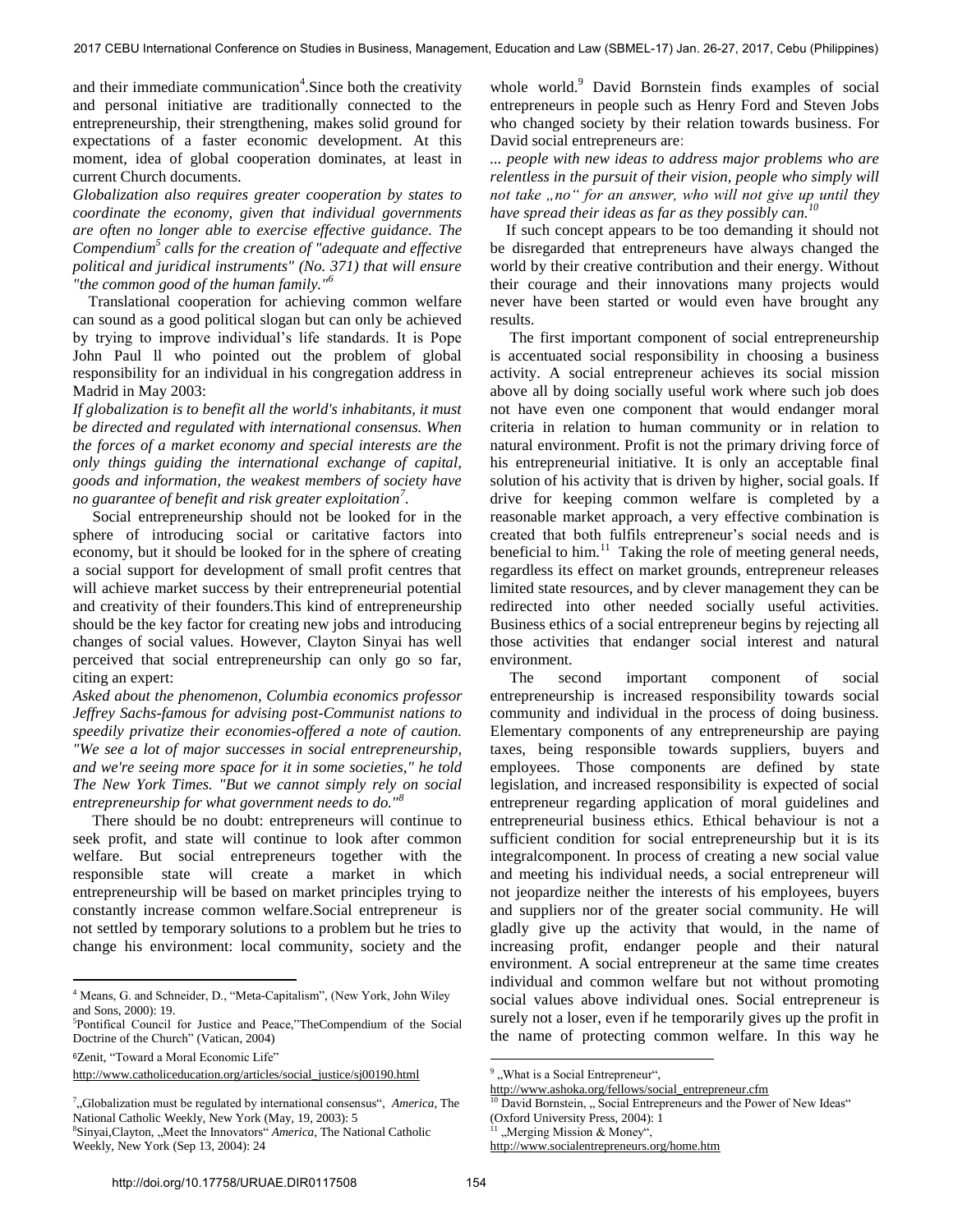and their immediate communication[4].Since both the creativity and personal initiative are traditionally connected to the entrepreneurship, their strengthening, makes solid ground for expectations of a faster economic development. At this moment, idea of global cooperation dominates, at least in current Church documents.

*Globalization also requires greater cooperation by states to coordinate the economy, given that individual governments are often no longer able to exercise effective guidance. The Compendium[5] calls for the creation of "adequate and effective political and juridical instruments" (No. 371) that will ensure "the common good of the human family."[6]*

Translational cooperation for achieving common welfare can sound as a good political slogan but can only be achieved by trying to improve individual's life standards. It is Pope John Paul ll who pointed out the problem of global responsibility for an individual in his congregation address in Madrid in May 2003:

*If globalization is to benefit all the world's inhabitants, it must be directed and regulated with international consensus. When the forces of a market economy and special interests are the only things guiding the international exchange of capital, goods and information, the weakest members of society have no guarantee of benefit and risk greater exploitation[7].*

Social entrepreneurship should not be looked for in the sphere of introducing social or caritative factors into economy, but it should be looked for in the sphere of creating a social support for development of small profit centres that will achieve market success by their entrepreneurial potential and creativity of their founders.This kind of entrepreneurship should be the key factor for creating new jobs and introducing changes of social values. However, Clayton Sinyai has well perceived that social entrepreneurship can only go so far, citing an expert:

*Asked about the phenomenon, Columbia economics professor Jeffrey Sachs-famous for advising post-Communist nations to speedily privatize their economies-offered a note of caution. "We see a lot of major successes in social entrepreneurship, and we're seeing more space for it in some societies," he told The New York Times. "But we cannot simply rely on social entrepreneurship for what government needs to do."[8]*

There should be no doubt: entrepreneurs will continue to seek profit, and state will continue to look after common welfare. But social entrepreneurs together with the responsible state will create a market in which entrepreneurship will be based on market principles trying to constantly increase common welfare.Social entrepreneur is not settled by temporary solutions to a problem but he tries to change his environment: local community, society and the whole world.[9] David Bornstein finds examples of social entrepreneurs in people such as Henry Ford and Steven Jobs who changed society by their relation towards business. For David social entrepreneurs are:

*... people with new ideas to address major problems who are relentless in the pursuit of their vision, people who simply will not take „no" for an answer, who will not give up until they have spread their ideas as far as they possibly can.[10]*

If such concept appears to be too demanding it should not be disregarded that entrepreneurs have always changed the world by their creative contribution and their energy. Without their courage and their innovations many projects would never have been started or would even have brought any results.

The first important component of social entrepreneurship is accentuated social responsibility in choosing a business activity. A social entrepreneur achieves its social mission above all by doing socially useful work where such job does not have even one component that would endanger moral criteria in relation to human community or in relation to natural environment. Profit is not the primary driving force of his entrepreneurial initiative. It is only an acceptable final solution of his activity that is driven by higher, social goals. If drive for keeping common welfare is completed by a reasonable market approach, a very effective combination is created that both fulfils entrepreneur's social needs and is beneficial to him.[11] Taking the role of meeting general needs, regardless its effect on market grounds, entrepreneur releases limited state resources, and by clever management they can be redirected into other needed socially useful activities. Business ethics of a social entrepreneur begins by rejecting all those activities that endanger social interest and natural environment.

The second important component of social entrepreneurship is increased responsibility towards social community and individual in the process of doing business. Elementary components of any entrepreneurship are paying taxes, being responsible towards suppliers, buyers and employees. Those components are defined by state legislation, and increased responsibility is expected of social entrepreneur regarding application of moral guidelines and entrepreneurial business ethics. Ethical behaviour is not a sufficient condition for social entrepreneurship but it is its integralcomponent. In process of creating a new social value and meeting his individual needs, a social entrepreneur will not jeopardize neither the interests of his employees, buyers and suppliers nor of the greater social community. He will gladly give up the activity that would, in the name of increasing profit, endanger people and their natural environment. A social entrepreneur at the same time creates individual and common welfare but not without promoting social values above individual ones. Social entrepreneur is surely not a loser, even if he temporarily gives up the profit in the name of protecting common welfare. In this way he

---

[4] Means, G. and Schneider, D., "Meta-Capitalism", (New York, John Wiley and Sons, 2000): 19.

[5] Pontifical Council for Justice and Peace,"TheCompendium of the Social Doctrine of the Church" (Vatican, 2004)

[6] Zenit, "Toward a Moral Economic Life" http://www.catholiceducation.org/articles/social_justice/sj00190.html

[7] „Globalization must be regulated by international consensus", *America*, The National Catholic Weekly, New York (May, 19, 2003): 5

[8] Sinyai,Clayton, „Meet the Innovators" *America*, The National Catholic Weekly, New York (Sep 13, 2004): 24

[9] „What is a Social Entrepreneur", http://www.ashoka.org/fellows/social_entrepreneur.cfm

[10] David Bornstein, „ Social Entrepreneurs and the Power of New Ideas" (Oxford University Press, 2004): 1

[11] „Merging Mission & Money", http://www.socialentrepreneurs.org/home.htm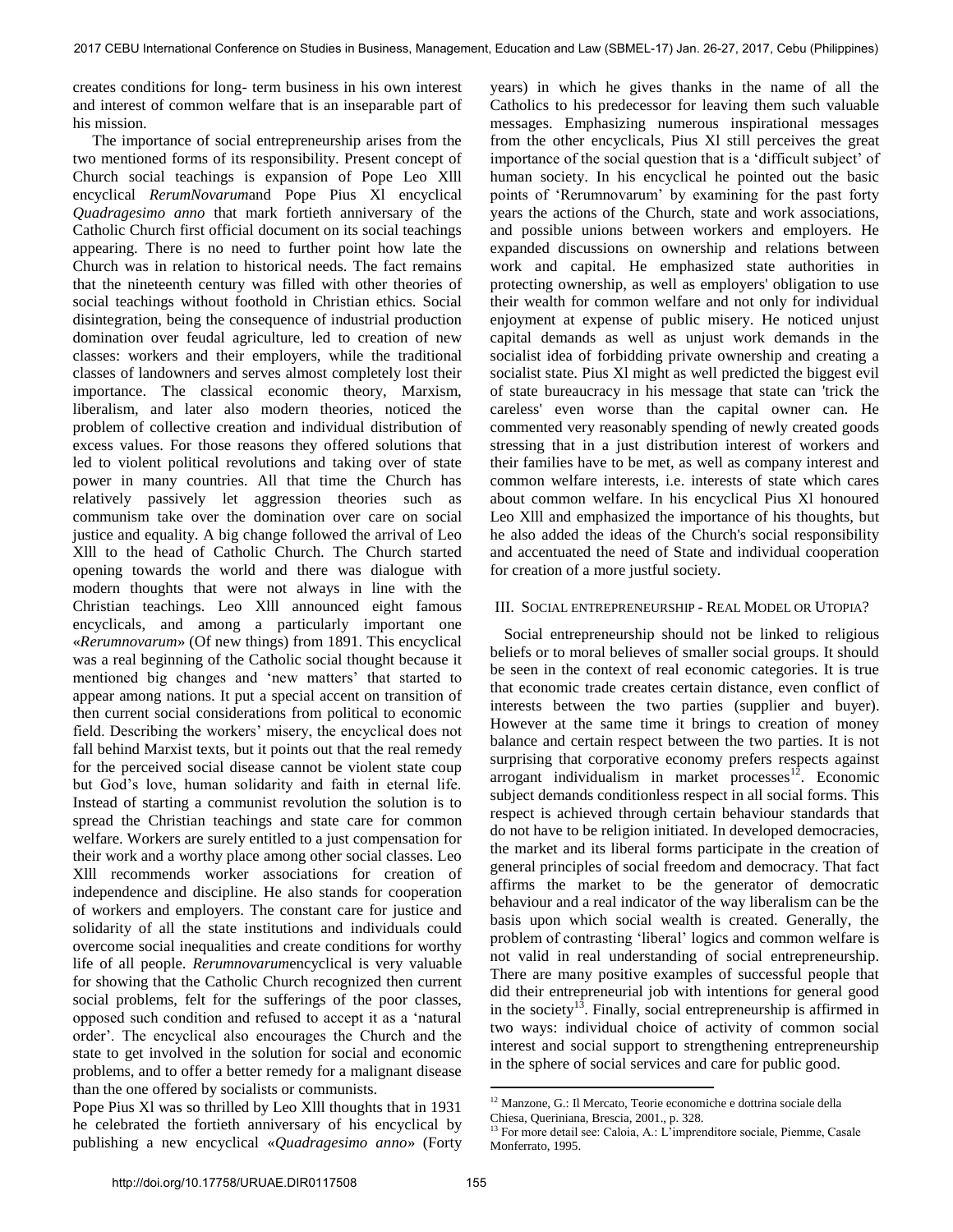creates conditions for long- term business in his own interest and interest of common welfare that is an inseparable part of his mission.

The importance of social entrepreneurship arises from the two mentioned forms of its responsibility. Present concept of Church social teachings is expansion of Pope Leo Xlll encyclical *RerumNovarum*and Pope Pius Xl encyclical *Quadragesimo anno* that mark fortieth anniversary of the Catholic Church first official document on its social teachings appearing. There is no need to further point how late the Church was in relation to historical needs. The fact remains that the nineteenth century was filled with other theories of social teachings without foothold in Christian ethics. Social disintegration, being the consequence of industrial production domination over feudal agriculture, led to creation of new classes: workers and their employers, while the traditional classes of landowners and serves almost completely lost their importance. The classical economic theory, Marxism, liberalism, and later also modern theories, noticed the problem of collective creation and individual distribution of excess values. For those reasons they offered solutions that led to violent political revolutions and taking over of state power in many countries. All that time the Church has relatively passively let aggression theories such as communism take over the domination over care on social justice and equality. A big change followed the arrival of Leo Xlll to the head of Catholic Church. The Church started opening towards the world and there was dialogue with modern thoughts that were not always in line with the Christian teachings. Leo Xlll announced eight famous encyclicals, and among a particularly important one «*Rerumnovarum*» (Of new things) from 1891. This encyclical was a real beginning of the Catholic social thought because it mentioned big changes and 'new matters' that started to appear among nations. It put a special accent on transition of then current social considerations from political to economic field. Describing the workers' misery, the encyclical does not fall behind Marxist texts, but it points out that the real remedy for the perceived social disease cannot be violent state coup but God's love, human solidarity and faith in eternal life. Instead of starting a communist revolution the solution is to spread the Christian teachings and state care for common welfare. Workers are surely entitled to a just compensation for their work and a worthy place among other social classes. Leo Xlll recommends worker associations for creation of independence and discipline. He also stands for cooperation of workers and employers. The constant care for justice and solidarity of all the state institutions and individuals could overcome social inequalities and create conditions for worthy life of all people. *Rerumnovarum*encyclical is very valuable for showing that the Catholic Church recognized then current social problems, felt for the sufferings of the poor classes, opposed such condition and refused to accept it as a 'natural order'. The encyclical also encourages the Church and the state to get involved in the solution for social and economic problems, and to offer a better remedy for a malignant disease than the one offered by socialists or communists.

Pope Pius Xl was so thrilled by Leo Xlll thoughts that in 1931 he celebrated the fortieth anniversary of his encyclical by publishing a new encyclical «*Quadragesimo anno*» (Forty years) in which he gives thanks in the name of all the Catholics to his predecessor for leaving them such valuable messages. Emphasizing numerous inspirational messages from the other encyclicals, Pius Xl still perceives the great importance of the social question that is a 'difficult subject' of human society. In his encyclical he pointed out the basic points of 'Rerumnovarum' by examining for the past forty years the actions of the Church, state and work associations, and possible unions between workers and employers. He expanded discussions on ownership and relations between work and capital. He emphasized state authorities in protecting ownership, as well as employers' obligation to use their wealth for common welfare and not only for individual enjoyment at expense of public misery. He noticed unjust capital demands as well as unjust work demands in the socialist idea of forbidding private ownership and creating a socialist state. Pius Xl might as well predicted the biggest evil of state bureaucracy in his message that state can 'trick the careless' even worse than the capital owner can. He commented very reasonably spending of newly created goods stressing that in a just distribution interest of workers and their families have to be met, as well as company interest and common welfare interests, i.e. interests of state which cares about common welfare. In his encyclical Pius Xl honoured Leo Xlll and emphasized the importance of his thoughts, but he also added the ideas of the Church's social responsibility and accentuated the need of State and individual cooperation for creation of a more justful society.

## III. Social entrepreneurship - Real Model or Utopia?

Social entrepreneurship should not be linked to religious beliefs or to moral believes of smaller social groups. It should be seen in the context of real economic categories. It is true that economic trade creates certain distance, even conflict of interests between the two parties (supplier and buyer). However at the same time it brings to creation of money balance and certain respect between the two parties. It is not surprising that corporative economy prefers respects against arrogant individualism in market processes[12]. Economic subject demands conditionless respect in all social forms. This respect is achieved through certain behaviour standards that do not have to be religion initiated. In developed democracies, the market and its liberal forms participate in the creation of general principles of social freedom and democracy. That fact affirms the market to be the generator of democratic behaviour and a real indicator of the way liberalism can be the basis upon which social wealth is created. Generally, the problem of contrasting 'liberal' logics and common welfare is not valid in real understanding of social entrepreneurship. There are many positive examples of successful people that did their entrepreneurial job with intentions for general good in the society[13]. Finally, social entrepreneurship is affirmed in two ways: individual choice of activity of common social interest and social support to strengthening entrepreneurship in the sphere of social services and care for public good.

---

[12] Manzone, G.: Il Mercato, Teorie economiche e dottrina sociale della Chiesa, Queriniana, Brescia, 2001., p. 328.

[13] For more detail see: Caloia, A.: L'imprenditore sociale, Piemme, Casale Monferrato, 1995.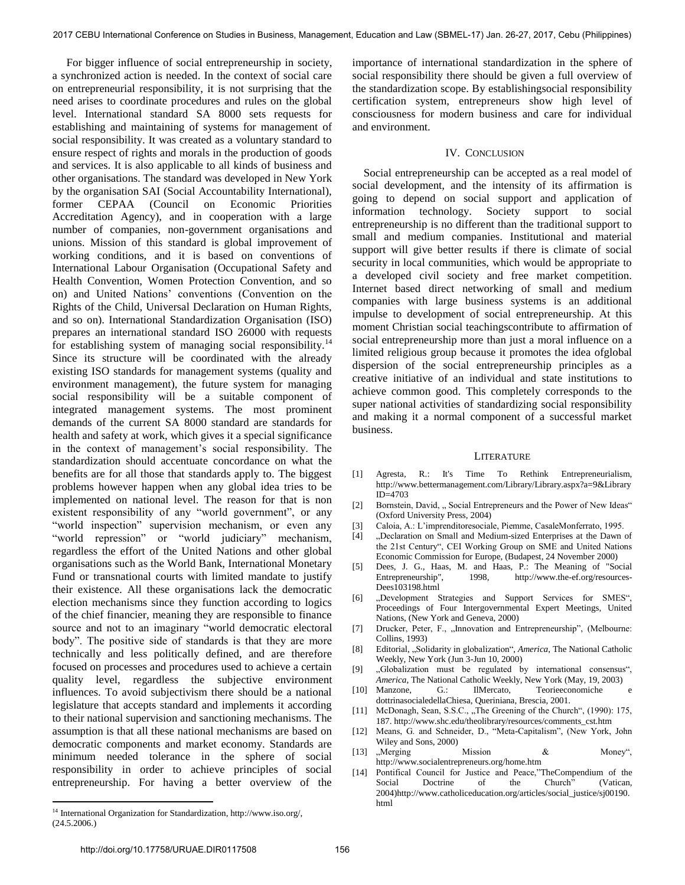For bigger influence of social entrepreneurship in society, a synchronized action is needed. In the context of social care on entrepreneurial responsibility, it is not surprising that the need arises to coordinate procedures and rules on the global level. International standard SA 8000 sets requests for establishing and maintaining of systems for management of social responsibility. It was created as a voluntary standard to ensure respect of rights and morals in the production of goods and services. It is also applicable to all kinds of business and other organisations. The standard was developed in New York by the organisation SAI (Social Accountability International), former CEPAA (Council on Economic Priorities Accreditation Agency), and in cooperation with a large number of companies, non-government organisations and unions. Mission of this standard is global improvement of working conditions, and it is based on conventions of International Labour Organisation (Occupational Safety and Health Convention, Women Protection Convention, and so on) and United Nations' conventions (Convention on the Rights of the Child, Universal Declaration on Human Rights, and so on). International Standardization Organisation (ISO) prepares an international standard ISO 26000 with requests for establishing system of managing social responsibility.[14] Since its structure will be coordinated with the already existing ISO standards for management systems (quality and environment management), the future system for managing social responsibility will be a suitable component of integrated management systems. The most prominent demands of the current SA 8000 standard are standards for health and safety at work, which gives it a special significance in the context of management's social responsibility. The standardization should accentuate concordance on what the benefits are for all those that standards apply to. The biggest problems however happen when any global idea tries to be implemented on national level. The reason for that is non existent responsibility of any "world government", or any "world inspection" supervision mechanism, or even any "world repression" or "world judiciary" mechanism, regardless the effort of the United Nations and other global organisations such as the World Bank, International Monetary Fund or transnational courts with limited mandate to justify their existence. All these organisations lack the democratic election mechanisms since they function according to logics of the chief financier, meaning they are responsible to finance source and not to an imaginary "world democratic electoral body". The positive side of standards is that they are more technically and less politically defined, and are therefore focused on processes and procedures used to achieve a certain quality level, regardless the subjective environment influences. To avoid subjectivism there should be a national legislature that accepts standard and implements it according to their national supervision and sanctioning mechanisms. The assumption is that all these national mechanisms are based on democratic components and market economy. Standards are minimum needed tolerance in the sphere of social responsibility in order to achieve principles of social entrepreneurship. For having a better overview of the importance of international standardization in the sphere of social responsibility there should be given a full overview of the standardization scope. By establishingsocial responsibility certification system, entrepreneurs show high level of consciousness for modern business and care for individual and environment.

[14] International Organization for Standardization, http://www.iso.org/, (24.5.2006.)

## IV. Conclusion

Social entrepreneurship can be accepted as a real model of social development, and the intensity of its affirmation is going to depend on social support and application of information technology. Society support to social entrepreneurship is no different than the traditional support to small and medium companies. Institutional and material support will give better results if there is climate of social security in local communities, which would be appropriate to a developed civil society and free market competition. Internet based direct networking of small and medium companies with large business systems is an additional impulse to development of social entrepreneurship. At this moment Christian social teachingscontribute to affirmation of social entrepreneurship more than just a moral influence on a limited religious group because it promotes the idea ofglobal dispersion of the social entrepreneurship principles as a creative initiative of an individual and state institutions to achieve common good. This completely corresponds to the super national activities of standardizing social responsibility and making it a normal component of a successful market business.

## Literature

[1] Agresta, R.: It's Time To Rethink Entrepreneurialism, http://www.bettermanagement.com/Library/Library.aspx?a=9&LibraryID=4703

[2] Bornstein, David, „ Social Entrepreneurs and the Power of New Ideas" (Oxford University Press, 2004)

[3] Caloia, A.: L'impenditoresociale, Piemme, CasaleMonferrato, 1995.

[4] „Declaration on Small and Medium-sized Enterprises at the Dawn of the 21st Century", CEI Working Group on SME and United Nations Economic Commission for Europe, (Budapest, 24 November 2000)

[5] Dees, J. G., Haas, M. and Haas, P.: The Meaning of "Social Entrepreneurship", 1998, http://www.the-ef.org/resources-Dees103198.html

[6] „Development Strategies and Support Services for SMES", Proceedings of Four Intergovernmental Expert Meetings, United Nations, (New York and Geneva, 2000)

[7] Drucker, Peter, F., „Innovation and Entrepreneurship", (Melbourne: Collins, 1993)

[8] Editorial, „Solidarity in globalization", *America*, The National Catholic Weekly, New York (Jun 3-Jun 10, 2000)

[9] „Globalization must be regulated by international consensus", *America*, The National Catholic Weekly, New York (May, 19, 2003)

[10] Manzone, G.: IlMercato, Teorieeconomiche e dottrinasocialedellaChiesa, Queriniana, Brescia, 2001.

[11] McDonagh, Sean, S.S.C., „The Greening of the Church", (1990): 175, 187. http://www.shc.edu/theolibrary/resources/comments_cst.htm

[12] Means, G. and Schneider, D., "Meta-Capitalism", (New York, John Wiley and Sons, 2000)

[13] „Merging Mission & Money", http://www.socialentrepreneurs.org/home.htm

[14] Pontifical Council for Justice and Peace,"TheCompendium of the Social Doctrine of the Church" (Vatican, 2004)http://www.catholiceducation.org/articles/social_justice/sj00190.html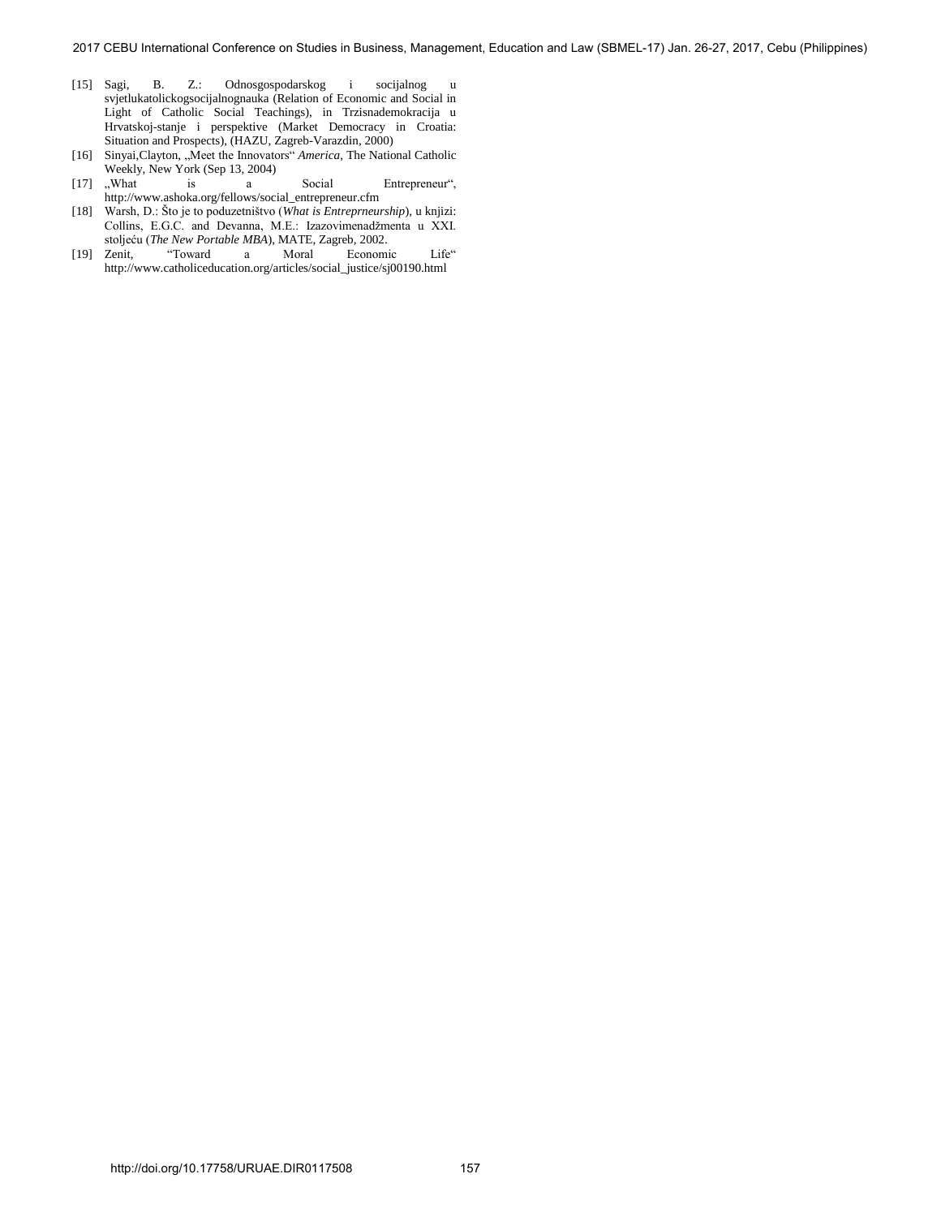[15] Sagi, B. Z.: Odnosgospodarskog i socijalnog u svjetlukatolickogsocijalnognauka (Relation of Economic and Social in Light of Catholic Social Teachings), in Trzisnademokracija u Hrvatskoj-stanje i perspektive (Market Democracy in Croatia: Situation and Prospects), (HAZU, Zagreb-Varazdin, 2000)

[16] Sinyai,Clayton, „Meet the Innovators“ *America*, The National Catholic Weekly, New York (Sep 13, 2004)

[17] „What is a Social Entrepreneur“, http://www.ashoka.org/fellows/social_entrepreneur.cfm

[18] Warsh, D.: Što je to poduzetništvo (*What is Entreprneurship*), u knjizi: Collins, E.G.C. and Devanna, M.E.: Izazovimenadžmenta u XXI. stoljeću (*The New Portable MBA*), MATE, Zagreb, 2002.

[19] Zenit, "Toward a Moral Economic Life" http://www.catholiceducation.org/articles/social_justice/sj00190.html